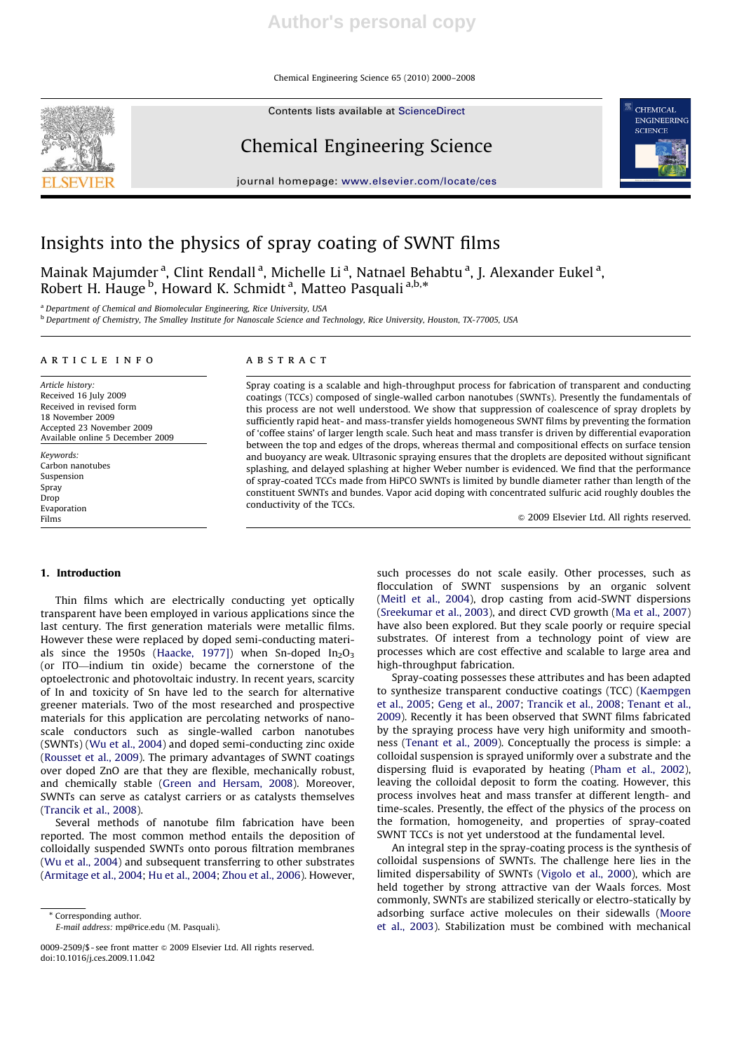# Insights into the physics of spray coating of SWNT films

Mainak Majumder [a], Clint Rendall [a], Michelle Li [a], Natnael Behabtu [a], J. Alexander Eukel [a], Robert H. Hauge [b], Howard K. Schmidt [a], Matteo Pasquali [a,b,*]

[a] Department of Chemical and Biomolecular Engineering, Rice University, USA
[b] Department of Chemistry, The Smalley Institute for Nanoscale Science and Technology, Rice University, Houston, TX-77005, USA

## ARTICLE INFO

*Article history:*
Received 16 July 2009
Received in revised form
18 November 2009
Accepted 23 November 2009
Available online 5 December 2009

*Keywords:*
Carbon nanotubes
Suspension
Spray
Drop
Evaporation
Films

## ABSTRACT

Spray coating is a scalable and high-throughput process for fabrication of transparent and conducting coatings (TCCs) composed of single-walled carbon nanotubes (SWNTs). Presently the fundamentals of this process are not well understood. We show that suppression of coalescence of spray droplets by sufficiently rapid heat- and mass-transfer yields homogeneous SWNT films by preventing the formation of 'coffee stains' of larger length scale. Such heat and mass transfer is driven by differential evaporation between the top and edges of the drops, whereas thermal and compositional effects on surface tension and buoyancy are weak. Ultrasonic spraying ensures that the droplets are deposited without significant splashing, and delayed splashing at higher Weber number is evidenced. We find that the performance of spray-coated TCCs made from HiPCO SWNTs is limited by bundle diameter rather than length of the constituent SWNTs and bundes. Vapor acid doping with concentrated sulfuric acid roughly doubles the conductivity of the TCCs.

© 2009 Elsevier Ltd. All rights reserved.

## 1. Introduction

Thin films which are electrically conducting yet optically transparent have been employed in various applications since the last century. The first generation materials were metallic films. However these were replaced by doped semi-conducting materials since the 1950s (Haacke, 1977]) when Sn-doped $In_2O_3$ (or ITO—indium tin oxide) became the cornerstone of the optoelectronic and photovoltaic industry. In recent years, scarcity of In and toxicity of Sn have led to the search for alternative greener materials. Two of the most researched and prospective materials for this application are percolating networks of nano-scale conductors such as single-walled carbon nanotubes (SWNTs) (Wu et al., 2004) and doped semi-conducting zinc oxide (Rousset et al., 2009). The primary advantages of SWNT coatings over doped ZnO are that they are flexible, mechanically robust, and chemically stable (Green and Hersam, 2008). Moreover, SWNTs can serve as catalyst carriers or as catalysts themselves (Trancik et al., 2008).

Several methods of nanotube film fabrication have been reported. The most common method entails the deposition of colloidally suspended SWNTs onto porous filtration membranes (Wu et al., 2004) and subsequent transferring to other substrates (Armitage et al., 2004; Hu et al., 2004; Zhou et al., 2006). However, such processes do not scale easily. Other processes, such as flocculation of SWNT suspensions by an organic solvent (Meitl et al., 2004), drop casting from acid-SWNT dispersions (Sreekumar et al., 2003), and direct CVD growth (Ma et al., 2007) have also been explored. But they scale poorly or require special substrates. Of interest from a technology point of view are processes which are cost effective and scalable to large area and high-throughput fabrication.

Spray-coating possesses these attributes and has been adapted to synthesize transparent conductive coatings (TCC) (Kaempgen et al., 2005; Geng et al., 2007; Trancik et al., 2008; Tenant et al., 2009). Recently it has been observed that SWNT films fabricated by the spraying process have very high uniformity and smoothness (Tenant et al., 2009). Conceptually the process is simple: a colloidal suspension is sprayed uniformly over a substrate and the dispersing fluid is evaporated by heating (Pham et al., 2002), leaving the colloidal deposit to form the coating. However, this process involves heat and mass transfer at different length- and time-scales. Presently, the effect of the physics of the process on the formation, homogeneity, and properties of spray-coated SWNT TCCs is not yet understood at the fundamental level.

An integral step in the spray-coating process is the synthesis of colloidal suspensions of SWNTs. The challenge here lies in the limited dispersability of SWNTs (Vigolo et al., 2000), which are held together by strong attractive van der Waals forces. Most commonly, SWNTs are stabilized sterically or electro-statically by adsorbing surface active molecules on their sidewalls (Moore et al., 2003). Stabilization must be combined with mechanical

* Corresponding author.
E-mail address: mp@rice.edu (M. Pasquali).

0009-2509/$ - see front matter © 2009 Elsevier Ltd. All rights reserved.
doi:10.1016/j.ces.2009.11.042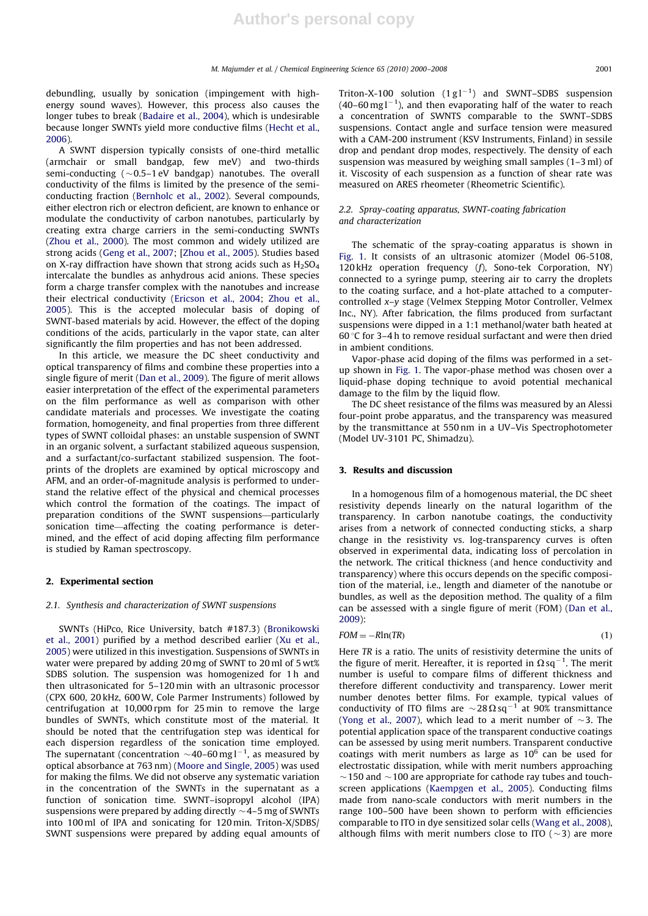debundling, usually by sonication (impingement with high-energy sound waves). However, this process also causes the longer tubes to break (Badaire et al., 2004), which is undesirable because longer SWNTs yield more conductive films (Hecht et al., 2006).

A SWNT dispersion typically consists of one-third metallic (armchair or small bandgap, few meV) and two-thirds semi-conducting (~0.5–1 eV bandgap) nanotubes. The overall conductivity of the films is limited by the presence of the semi-conducting fraction (Bernholc et al., 2002). Several compounds, either electron rich or electron deficient, are known to enhance or modulate the conductivity of carbon nanotubes, particularly by creating extra charge carriers in the semi-conducting SWNTs (Zhou et al., 2000). The most common and widely utilized are strong acids (Geng et al., 2007; [Zhou et al., 2005). Studies based on X-ray diffraction have shown that strong acids such as $H_2SO_4$ intercalate the bundles as anhydrous acid anions. These species form a charge transfer complex with the nanotubes and increase their electrical conductivity (Ericson et al., 2004; Zhou et al., 2005). This is the accepted molecular basis of doping of SWNT-based materials by acid. However, the effect of the doping conditions of the acids, particularly in the vapor state, can alter significantly the film properties and has not been addressed.

In this article, we measure the DC sheet conductivity and optical transparency of films and combine these properties into a single figure of merit (Dan et al., 2009). The figure of merit allows easier interpretation of the effect of the experimental parameters on the film performance as well as comparison with other candidate materials and processes. We investigate the coating formation, homogeneity, and final properties from three different types of SWNT colloidal phases: an unstable suspension of SWNT in an organic solvent, a surfactant stabilized aqueous suspension, and a surfactant/co-surfactant stabilized suspension. The footprints of the droplets are examined by optical microscopy and AFM, and an order-of-magnitude analysis is performed to understand the relative effect of the physical and chemical processes which control the formation of the coatings. The impact of preparation conditions of the SWNT suspensions—particularly sonication time—affecting the coating performance is determined, and the effect of acid doping affecting film performance is studied by Raman spectroscopy.

## 2. Experimental section

### 2.1. Synthesis and characterization of SWNT suspensions

SWNTs (HiPco, Rice University, batch #187.3) (Bronikowski et al., 2001) purified by a method described earlier (Xu et al., 2005) were utilized in this investigation. Suspensions of SWNTs in water were prepared by adding 20 mg of SWNT to 20 ml of 5 wt% SDBS solution. The suspension was homogenized for 1 h and then ultrasonicated for 5–120 min with an ultrasonic processor (CPX 600, 20 kHz, 600 W, Cole Parmer Instruments) followed by centrifugation at 10,000 rpm for 25 min to remove the large bundles of SWNTs, which constitute most of the material. It should be noted that the centrifugation step was identical for each dispersion regardless of the sonication time employed. The supernatant (concentration ~40–60 mg l$^{-1}$, as measured by optical absorbance at 763 nm) (Moore and Single, 2005) was used for making the films. We did not observe any systematic variation in the concentration of the SWNTs in the supernatant as a function of sonication time. SWNT–isopropyl alcohol (IPA) suspensions were prepared by adding directly ~4–5 mg of SWNTs into 100 ml of IPA and sonicating for 120 min. Triton-X/SDBS/SWNT suspensions were prepared by adding equal amounts of Triton-X-100 solution (1 g l$^{-1}$) and SWNT–SDBS suspension (40–60 mg l$^{-1}$), and then evaporating half of the water to reach a concentration of SWNTS comparable to the SWNT–SDBS suspensions. Contact angle and surface tension were measured with a CAM-200 instrument (KSV Instruments, Finland) in sessile drop and pendant drop modes, respectively. The density of each suspension was measured by weighing small samples (1–3 ml) of it. Viscosity of each suspension as a function of shear rate was measured on ARES rheometer (Rheometric Scientific).

### 2.2. Spray-coating apparatus, SWNT-coating fabrication and characterization

The schematic of the spray-coating apparatus is shown in Fig. 1. It consists of an ultrasonic atomizer (Model 06-5108, 120 kHz operation frequency ($f$), Sono-tek Corporation, NY) connected to a syringe pump, steering air to carry the droplets to the coating surface, and a hot-plate attached to a computer-controlled $x$–$y$ stage (Velmex Stepping Motor Controller, Velmex Inc., NY). After fabrication, the films produced from surfactant suspensions were dipped in a 1:1 methanol/water bath heated at 60 °C for 3–4 h to remove residual surfactant and were then dried in ambient conditions.

Vapor-phase acid doping of the films was performed in a set-up shown in Fig. 1. The vapor-phase method was chosen over a liquid-phase doping technique to avoid potential mechanical damage to the film by the liquid flow.

The DC sheet resistance of the films was measured by an Alessi four-point probe apparatus, and the transparency was measured by the transmittance at 550 nm in a UV–Vis Spectrophotometer (Model UV-3101 PC, Shimadzu).

## 3. Results and discussion

In a homogenous film of a homogenous material, the DC sheet resistivity depends linearly on the natural logarithm of the transparency. In carbon nanotube coatings, the conductivity arises from a network of connected conducting sticks, a sharp change in the resistivity vs. log-transparency curves is often observed in experimental data, indicating loss of percolation in the network. The critical thickness (and hence conductivity and transparency) where this occurs depends on the specific composition of the material, i.e., length and diameter of the nanotube or bundles, as well as the deposition method. The quality of a film can be assessed with a single figure of merit (FOM) (Dan et al., 2009):

$$FOM = -R\ln(TR) \tag{1}$$

Here $TR$ is a ratio. The units of resistivity determine the units of the figure of merit. Hereafter, it is reported in $\Omega\,\text{sq}^{-1}$. The merit number is useful to compare films of different thickness and therefore different conductivity and transparency. Lower merit number denotes better films. For example, typical values of conductivity of ITO films are ~28 $\Omega\,\text{sq}^{-1}$ at 90% transmittance (Yong et al., 2007), which lead to a merit number of ~3. The potential application space of the transparent conductive coatings can be assessed by using merit numbers. Transparent conductive coatings with merit numbers as large as $10^6$ can be used for electrostatic dissipation, while with merit numbers approaching ~150 and ~100 are appropriate for cathode ray tubes and touch-screen applications (Kaempgen et al., 2005). Conducting films made from nano-scale conductors with merit numbers in the range 100–500 have been shown to perform with efficiencies comparable to ITO in dye sensitized solar cells (Wang et al., 2008), although films with merit numbers close to ITO (~3) are more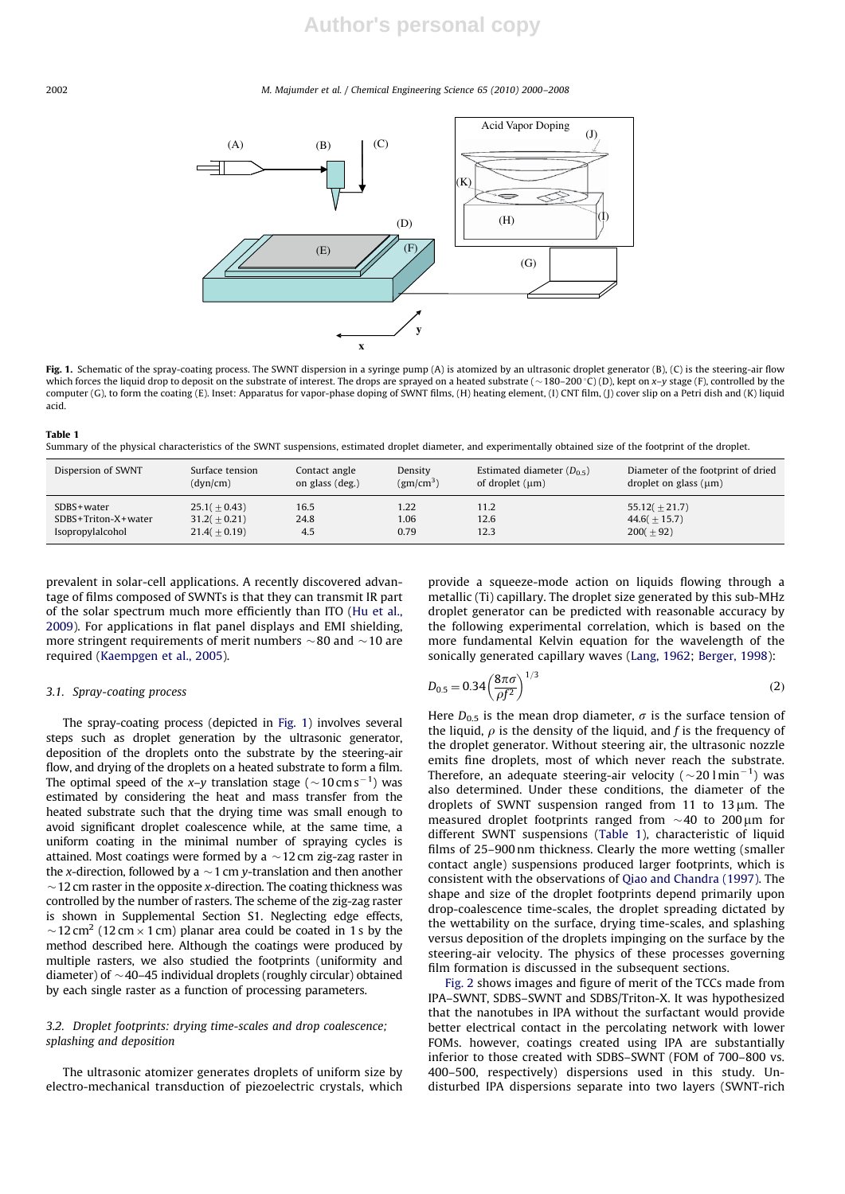Fig. 1. Schematic of the spray-coating process. The SWNT dispersion in a syringe pump (A) is atomized by an ultrasonic droplet generator (B), (C) is the steering-air flow which forces the liquid drop to deposit on the substrate of interest. The drops are sprayed on a heated substrate (~180–200 °C) (D), kept on *x*–*y* stage (F), controlled by the computer (G), to form the coating (E). Inset: Apparatus for vapor-phase doping of SWNT films, (H) heating element, (I) CNT film, (J) cover slip on a Petri dish and (K) liquid acid.

**Table 1**
Summary of the physical characteristics of the SWNT suspensions, estimated droplet diameter, and experimentally obtained size of the footprint of the droplet.

| Dispersion of SWNT | Surface tension (dyn/cm) | Contact angle on glass (deg.) | Density ($gm/cm^3$) | Estimated diameter ($D_{0.5}$) of droplet (μm) | Diameter of the footprint of dried droplet on glass (μm) |
|---|---|---|---|---|---|
| SDBS+water | 25.1(±0.43) | 16.5 | 1.22 | 11.2 | 55.12(±21.7) |
| SDBS+Triton-X+water | 31.2(±0.21) | 24.8 | 1.06 | 12.6 | 44.6(±15.7) |
| Isopropylalcohol | 21.4(±0.19) | 4.5 | 0.79 | 12.3 | 200(±92) |

prevalent in solar-cell applications. A recently discovered advantage of films composed of SWNTs is that they can transmit IR part of the solar spectrum much more efficiently than ITO (Hu et al., 2009). For applications in flat panel displays and EMI shielding, more stringent requirements of merit numbers ~80 and ~10 are required (Kaempgen et al., 2005).

### 3.1. Spray-coating process

The spray-coating process (depicted in Fig. 1) involves several steps such as droplet generation by the ultrasonic generator, deposition of the droplets onto the substrate by the steering-air flow, and drying of the droplets on a heated substrate to form a film. The optimal speed of the *x*–*y* translation stage (~10 cm $s^{-1}$) was estimated by considering the heat and mass transfer from the heated substrate such that the drying time was small enough to avoid significant droplet coalescence while, at the same time, a uniform coating in the minimal number of spraying cycles is attained. Most coatings were formed by a ~12 cm zig-zag raster in the *x*-direction, followed by a ~1 cm *y*-translation and then another ~12 cm raster in the opposite *x*-direction. The coating thickness was controlled by the number of rasters. The scheme of the zig-zag raster is shown in Supplemental Section S1. Neglecting edge effects, ~12 $cm^2$ (12 cm × 1 cm) planar area could be coated in 1 s by the method described here. Although the coatings were produced by multiple rasters, we also studied the footprints (uniformity and diameter) of ~40–45 individual droplets (roughly circular) obtained by each single raster as a function of processing parameters.

### 3.2. Droplet footprints: drying time-scales and drop coalescence; splashing and deposition

The ultrasonic atomizer generates droplets of uniform size by electro-mechanical transduction of piezoelectric crystals, which provide a squeeze-mode action on liquids flowing through a metallic (Ti) capillary. The droplet size generated by this sub-MHz droplet generator can be predicted with reasonable accuracy by the following experimental correlation, which is based on the more fundamental Kelvin equation for the wavelength of the sonically generated capillary waves (Lang, 1962; Berger, 1998):

$$D_{0.5} = 0.34\left(\frac{8\pi\sigma}{\rho f^2}\right)^{1/3} \tag{2}$$

Here $D_{0.5}$ is the mean drop diameter, $\sigma$ is the surface tension of the liquid, $\rho$ is the density of the liquid, and $f$ is the frequency of the droplet generator. Without steering air, the ultrasonic nozzle emits fine droplets, most of which never reach the substrate. Therefore, an adequate steering-air velocity (~20 l $min^{-1}$) was also determined. Under these conditions, the diameter of the droplets of SWNT suspension ranged from 11 to 13 μm. The measured droplet footprints ranged from ~40 to 200 μm for different SWNT suspensions (Table 1), characteristic of liquid films of 25–900 nm thickness. Clearly the more wetting (smaller contact angle) suspensions produced larger footprints, which is consistent with the observations of Qiao and Chandra (1997). The shape and size of the droplet footprints depend primarily upon drop-coalescence time-scales, the droplet spreading dictated by the wettability on the surface, drying time-scales, and splashing versus deposition of the droplets impinging on the surface by the steering-air velocity. The physics of these processes governing film formation is discussed in the subsequent sections.

Fig. 2 shows images and figure of merit of the TCCs made from IPA–SWNT, SDBS–SWNT and SDBS/Triton-X. It was hypothesized that the nanotubes in IPA without the surfactant would provide better electrical contact in the percolating network with lower FOMs. however, coatings created using IPA are substantially inferior to those created with SDBS–SWNT (FOM of 700–800 vs. 400–500, respectively) dispersions used in this study. Undisturbed IPA dispersions separate into two layers (SWNT-rich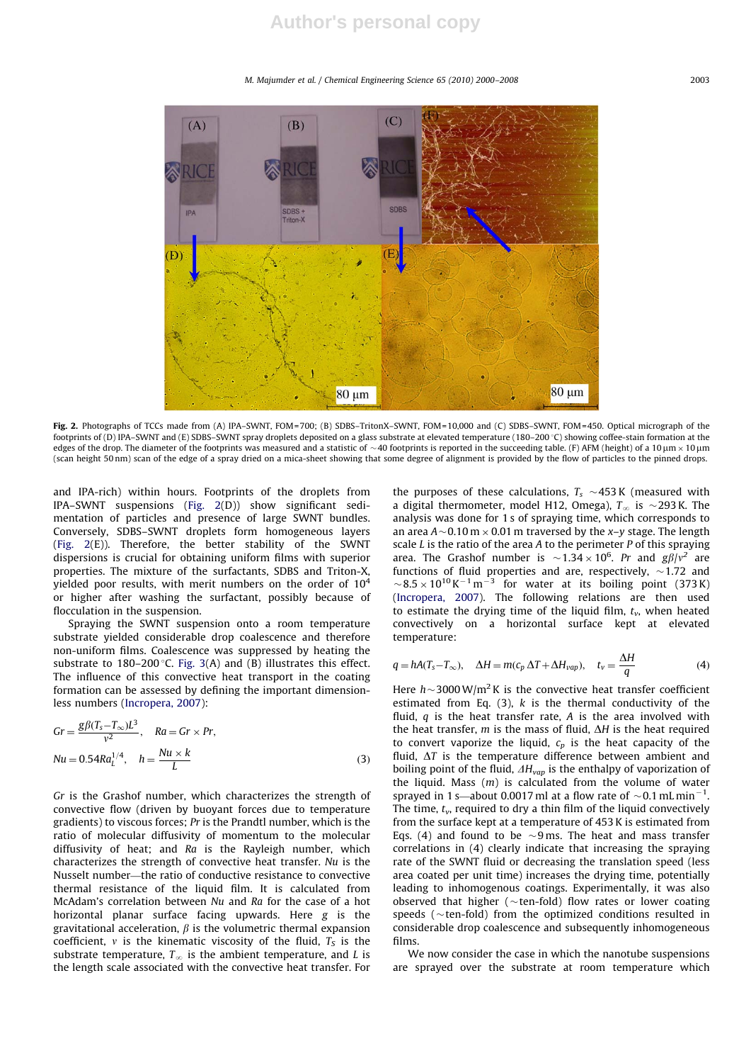**Fig. 2.** Photographs of TCCs made from (A) IPA–SWNT, FOM=700; (B) SDBS–TritonX–SWNT, FOM=10,000 and (C) SDBS–SWNT, FOM=450. Optical micrograph of the footprints of (D) IPA–SWNT and (E) SDBS–SWNT spray droplets deposited on a glass substrate at elevated temperature (180–200 °C) showing coffee-stain formation at the edges of the drop. The diameter of the footprints was measured and a statistic of ~40 footprints is reported in the succeeding table. (F) AFM (height) of a 10 μm × 10 μm (scan height 50 nm) scan of the edge of a spray dried on a mica-sheet showing that some degree of alignment is provided by the flow of particles to the pinned drops.

and IPA-rich) within hours. Footprints of the droplets from IPA–SWNT suspensions (Fig. 2(D)) show significant sedimentation of particles and presence of large SWNT bundles. Conversely, SDBS–SWNT droplets form homogeneous layers (Fig. 2(E)). Therefore, the better stability of the SWNT dispersions is crucial for obtaining uniform films with superior properties. The mixture of the surfactants, SDBS and Triton-X, yielded poor results, with merit numbers on the order of $10^4$ or higher after washing the surfactant, possibly because of flocculation in the suspension.

Spraying the SWNT suspension onto a room temperature substrate yielded considerable drop coalescence and therefore non-uniform films. Coalescence was suppressed by heating the substrate to 180–200 °C. Fig. 3(A) and (B) illustrates this effect. The influence of this convective heat transport in the coating formation can be assessed by defining the important dimensionless numbers (Incropera, 2007):

$$Gr = \frac{g\beta(T_s - T_\infty)L^3}{\nu^2}, \quad Ra = Gr \times Pr,$$

$$Nu = 0.54 Ra_L^{1/4}, \quad h = \frac{Nu \times k}{L} \tag{3}$$

$Gr$ is the Grashof number, which characterizes the strength of convective flow (driven by buoyant forces due to temperature gradients) to viscous forces; $Pr$ is the Prandtl number, which is the ratio of molecular diffusivity of momentum to the molecular diffusivity of heat; and $Ra$ is the Rayleigh number, which characterizes the strength of convective heat transfer. $Nu$ is the Nusselt number—the ratio of conductive resistance to convective thermal resistance of the liquid film. It is calculated from McAdam's correlation between $Nu$ and $Ra$ for the case of a hot horizontal planar surface facing upwards. Here $g$ is the gravitational acceleration, $\beta$ is the volumetric thermal expansion coefficient, $\nu$ is the kinematic viscosity of the fluid, $T_S$ is the substrate temperature, $T_\infty$ is the ambient temperature, and $L$ is the length scale associated with the convective heat transfer. For the purposes of these calculations, $T_s$ ~453 K (measured with a digital thermometer, model H12, Omega), $T_\infty$ is ~293 K. The analysis was done for 1 s of spraying time, which corresponds to an area $A$~0.10 m × 0.01 m traversed by the $x$–$y$ stage. The length scale $L$ is the ratio of the area $A$ to the perimeter $P$ of this spraying area. The Grashof number is ~$1.34 \times 10^6$. $Pr$ and $g\beta/\nu^2$ are functions of fluid properties and are, respectively, ~1.72 and ~$8.5 \times 10^{10}\,K^{-1}\,m^{-3}$ for water at its boiling point (373 K) (Incropera, 2007). The following relations are then used to estimate the drying time of the liquid film, $t_v$, when heated convectively on a horizontal surface kept at elevated temperature:

$$q = hA(T_s - T_\infty), \quad \Delta H = m(c_p\,\Delta T + \Delta H_{vap}), \quad t_v = \frac{\Delta H}{q} \tag{4}$$

Here $h$~3000 W/m² K is the convective heat transfer coefficient estimated from Eq. (3), $k$ is the thermal conductivity of the fluid, $q$ is the heat transfer rate, $A$ is the area involved with the heat transfer, $m$ is the mass of fluid, $\Delta H$ is the heat required to convert vaporize the liquid, $c_p$ is the heat capacity of the fluid, $\Delta T$ is the temperature difference between ambient and boiling point of the fluid, $\Delta H_{vap}$ is the enthalpy of vaporization of the liquid. Mass ($m$) is calculated from the volume of water sprayed in 1 s—about 0.0017 ml at a flow rate of ~0.1 mL min$^{-1}$. The time, $t_v$, required to dry a thin film of the liquid convectively from the surface kept at a temperature of 453 K is estimated from Eqs. (4) and found to be ~9 ms. The heat and mass transfer correlations in (4) clearly indicate that increasing the spraying rate of the SWNT fluid or decreasing the translation speed (less area coated per unit time) increases the drying time, potentially leading to inhomogenous coatings. Experimentally, it was also observed that higher (~ten-fold) flow rates or lower coating speeds (~ten-fold) from the optimized conditions resulted in considerable drop coalescence and subsequently inhomogeneous films.

We now consider the case in which the nanotube suspensions are sprayed over the substrate at room temperature which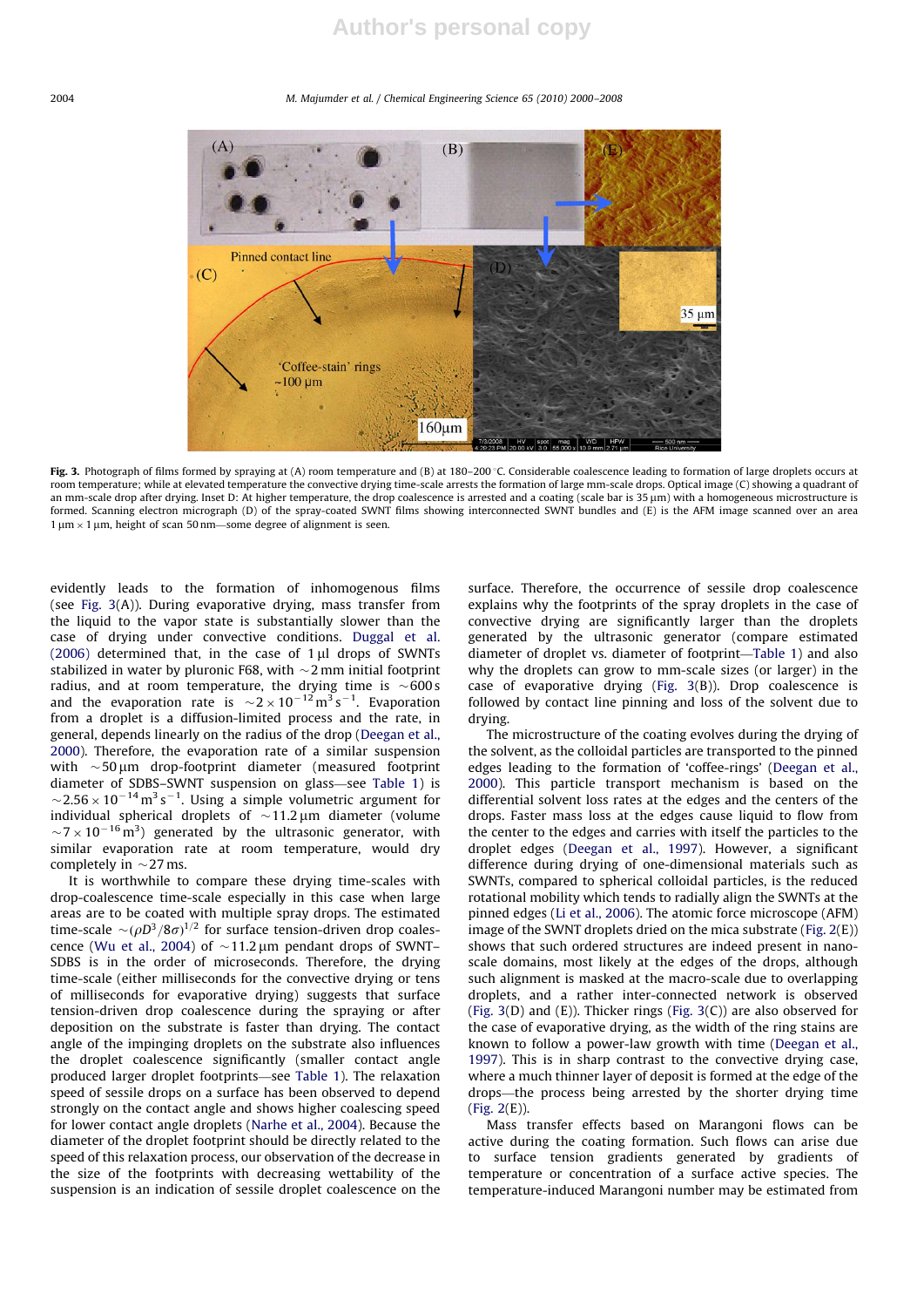Fig. 3. Photograph of films formed by spraying at (A) room temperature and (B) at 180–200 °C. Considerable coalescence leading to formation of large droplets occurs at room temperature; while at elevated temperature the convective drying time-scale arrests the formation of large mm-scale drops. Optical image (C) showing a quadrant of an mm-scale drop after drying. Inset D: At higher temperature, the drop coalescence is arrested and a coating (scale bar is 35 μm) with a homogeneous microstructure is formed. Scanning electron micrograph (D) of the spray-coated SWNT films showing interconnected SWNT bundles and (E) is the AFM image scanned over an area 1 μm × 1 μm, height of scan 50 nm—some degree of alignment is seen.

evidently leads to the formation of inhomogenous films (see Fig. 3(A)). During evaporative drying, mass transfer from the liquid to the vapor state is substantially slower than the case of drying under convective conditions. Duggal et al. (2006) determined that, in the case of 1 μl drops of SWNTs stabilized in water by pluronic F68, with ~2 mm initial footprint radius, and at room temperature, the drying time is ~600 s and the evaporation rate is $\sim 2\times10^{-12}\,m^3\,s^{-1}$. Evaporation from a droplet is a diffusion-limited process and the rate, in general, depends linearly on the radius of the drop (Deegan et al., 2000). Therefore, the evaporation rate of a similar suspension with ~50 μm drop-footprint diameter (measured footprint diameter of SDBS–SWNT suspension on glass—see Table 1) is $\sim 2.56\times10^{-14}\,m^3\,s^{-1}$. Using a simple volumetric argument for individual spherical droplets of ~11.2 μm diameter (volume $\sim 7\times10^{-16}\,m^3$) generated by the ultrasonic generator, with similar evaporation rate at room temperature, would dry completely in ~27 ms.

It is worthwhile to compare these drying time-scales with drop-coalescence time-scale especially in this case when large areas are to be coated with multiple spray drops. The estimated time-scale $\sim(\rho D^3/8\sigma)^{1/2}$ for surface tension-driven drop coalescence (Wu et al., 2004) of ~11.2 μm pendant drops of SWNT–SDBS is in the order of microseconds. Therefore, the drying time-scale (either milliseconds for the convective drying or tens of milliseconds for evaporative drying) suggests that surface tension-driven drop coalescence during the spraying or after deposition on the substrate is faster than drying. The contact angle of the impinging droplets on the substrate also influences the droplet coalescence significantly (smaller contact angle produced larger droplet footprints—see Table 1). The relaxation speed of sessile drops on a surface has been observed to depend strongly on the contact angle and shows higher coalescing speed for lower contact angle droplets (Narhe et al., 2004). Because the diameter of the droplet footprint should be directly related to the speed of this relaxation process, our observation of the decrease in the size of the footprints with decreasing wettability of the suspension is an indication of sessile droplet coalescence on the surface. Therefore, the occurrence of sessile drop coalescence explains why the footprints of the spray droplets in the case of convective drying are significantly larger than the droplets generated by the ultrasonic generator (compare estimated diameter of droplet vs. diameter of footprint—Table 1) and also why the droplets can grow to mm-scale sizes (or larger) in the case of evaporative drying (Fig. 3(B)). Drop coalescence is followed by contact line pinning and loss of the solvent due to drying.

The microstructure of the coating evolves during the drying of the solvent, as the colloidal particles are transported to the pinned edges leading to the formation of 'coffee-rings' (Deegan et al., 2000). This particle transport mechanism is based on the differential solvent loss rates at the edges and the centers of the drops. Faster mass loss at the edges cause liquid to flow from the center to the edges and carries with itself the particles to the droplet edges (Deegan et al., 1997). However, a significant difference during drying of one-dimensional materials such as SWNTs, compared to spherical colloidal particles, is the reduced rotational mobility which tends to radially align the SWNTs at the pinned edges (Li et al., 2006). The atomic force microscope (AFM) image of the SWNT droplets dried on the mica substrate (Fig. 2(E)) shows that such ordered structures are indeed present in nano-scale domains, most likely at the edges of the drops, although such alignment is masked at the macro-scale due to overlapping droplets, and a rather inter-connected network is observed (Fig. 3(D) and (E)). Thicker rings (Fig. 3(C)) are also observed for the case of evaporative drying, as the width of the ring stains are known to follow a power-law growth with time (Deegan et al., 1997). This is in sharp contrast to the convective drying case, where a much thinner layer of deposit is formed at the edge of the drops—the process being arrested by the shorter drying time (Fig. 2(E)).

Mass transfer effects based on Marangoni flows can be active during the coating formation. Such flows can arise due to surface tension gradients generated by gradients of temperature or concentration of a surface active species. The temperature-induced Marangoni number may be estimated from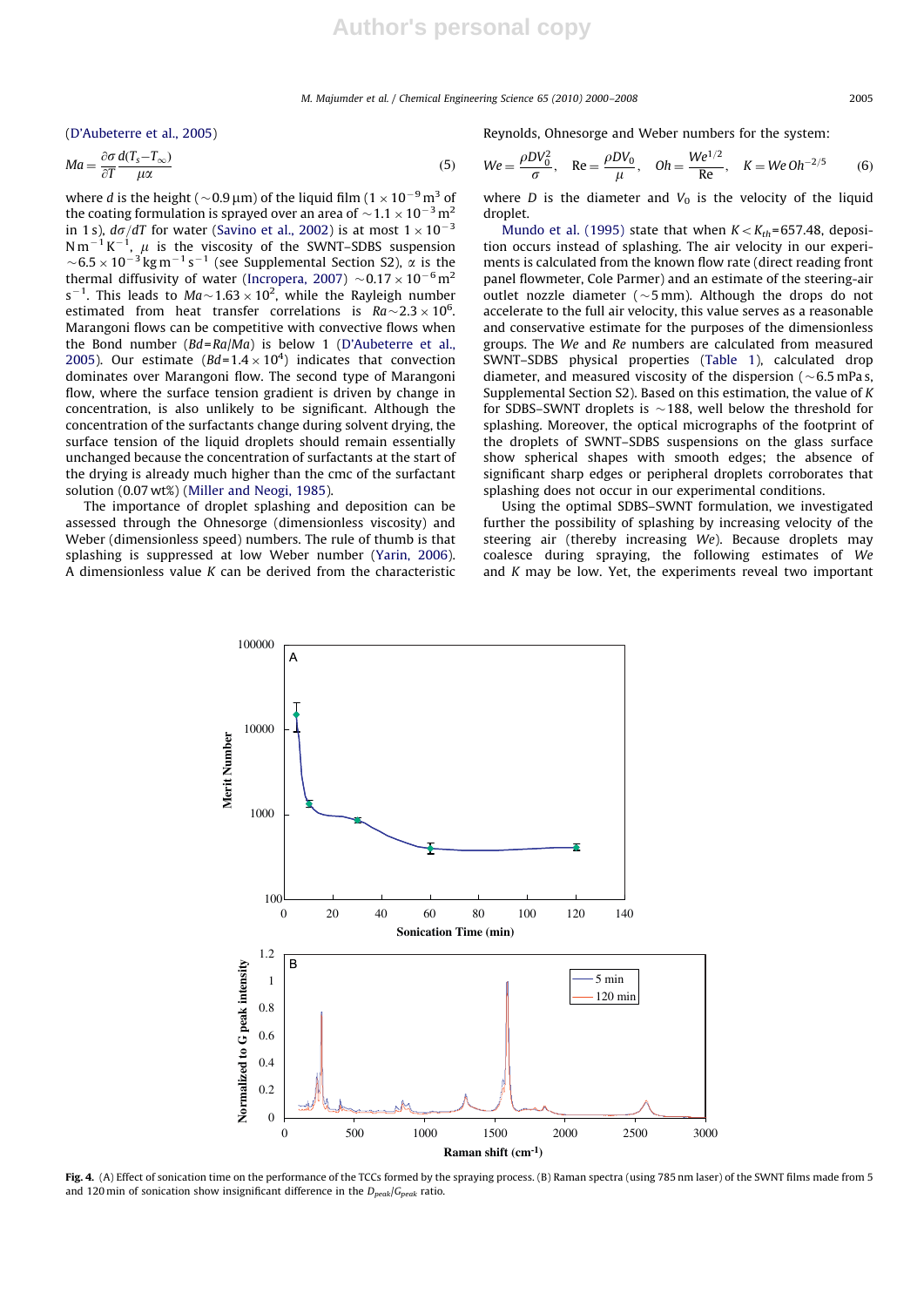(D'Aubeterre et al., 2005)

$$Ma = \frac{\partial\sigma}{\partial T}\frac{d(T_s - T_\infty)}{\mu\alpha} \qquad (5)$$

where $d$ is the height (~0.9 μm) of the liquid film ($1\times10^{-9}\,m^3$ of the coating formulation is sprayed over an area of ~$1.1\times10^{-3}\,m^2$ in 1 s), $d\sigma/dT$ for water (Savino et al., 2002) is at most $1\times10^{-3}$ $N\,m^{-1}\,K^{-1}$, $\mu$ is the viscosity of the SWNT–SDBS suspension ~$6.5\times10^{-3}\,kg\,m^{-1}\,s^{-1}$ (see Supplemental Section S2), $\alpha$ is the thermal diffusivity of water (Incropera, 2007) ~$0.17\times10^{-6}\,m^2\,s^{-1}$. This leads to $Ma$~$1.63\times10^2$, while the Rayleigh number estimated from heat transfer correlations is $Ra$~$2.3\times10^6$. Marangoni flows can be competitive with convective flows when the Bond number ($Bd=Ra/Ma$) is below 1 (D'Aubeterre et al., 2005). Our estimate ($Bd=1.4\times10^4$) indicates that convection dominates over Marangoni flow. The second type of Marangoni flow, where the surface tension gradient is driven by change in concentration, is also unlikely to be significant. Although the concentration of the surfactants change during solvent drying, the surface tension of the liquid droplets should remain essentially unchanged because the concentration of surfactants at the start of the drying is already much higher than the cmc of the surfactant solution (0.07 wt%) (Miller and Neogi, 1985).

The importance of droplet splashing and deposition can be assessed through the Ohnesorge (dimensionless viscosity) and Weber (dimensionless speed) numbers. The rule of thumb is that splashing is suppressed at low Weber number (Yarin, 2006). A dimensionless value $K$ can be derived from the characteristic Reynolds, Ohnesorge and Weber numbers for the system:

$$We = \frac{\rho D V_0^2}{\sigma},\quad Re = \frac{\rho D V_0}{\mu},\quad Oh = \frac{We^{1/2}}{Re},\quad K = We\,Oh^{-2/5} \qquad (6)$$

where $D$ is the diameter and $V_0$ is the velocity of the liquid droplet.

Mundo et al. (1995) state that when $K < K_{th}$=657.48, deposition occurs instead of splashing. The air velocity in our experiments is calculated from the known flow rate (direct reading front panel flowmeter, Cole Parmer) and an estimate of the steering-air outlet nozzle diameter (~5 mm). Although the drops do not accelerate to the full air velocity, this value serves as a reasonable and conservative estimate for the purposes of the dimensionless groups. The $We$ and $Re$ numbers are calculated from measured SWNT–SDBS physical properties (Table 1), calculated drop diameter, and measured viscosity of the dispersion (~6.5 mPa s, Supplemental Section S2). Based on this estimation, the value of $K$ for SDBS–SWNT droplets is ~188, well below the threshold for splashing. Moreover, the optical micrographs of the footprint of the droplets of SWNT–SDBS suspensions on the glass surface show spherical shapes with smooth edges; the absence of significant sharp edges or peripheral droplets corroborates that splashing does not occur in our experimental conditions.

Using the optimal SDBS–SWNT formulation, we investigated further the possibility of splashing by increasing velocity of the steering air (thereby increasing $We$). Because droplets may coalesce during spraying, the following estimates of $We$ and $K$ may be low. Yet, the experiments reveal two important

**Fig. 4.** (A) Effect of sonication time on the performance of the TCCs formed by the spraying process. (B) Raman spectra (using 785 nm laser) of the SWNT films made from 5 and 120 min of sonication show insignificant difference in the $D_{peak}/G_{peak}$ ratio.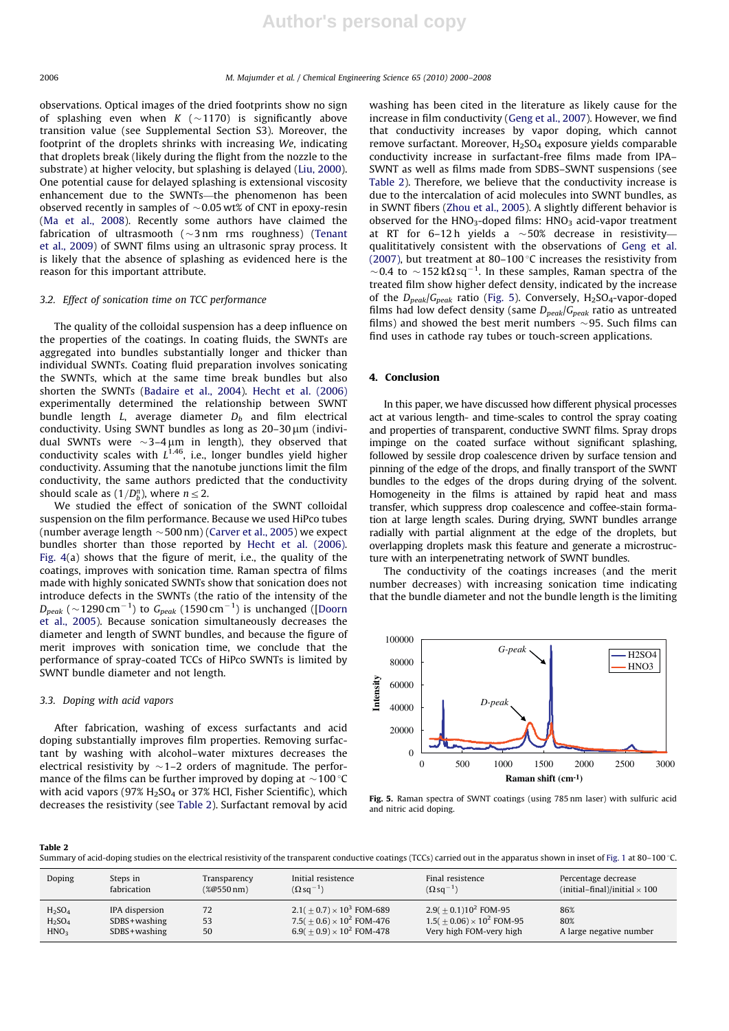observations. Optical images of the dried footprints show no sign of splashing even when $K$ (~1170) is significantly above transition value (see Supplemental Section S3). Moreover, the footprint of the droplets shrinks with increasing $We$, indicating that droplets break (likely during the flight from the nozzle to the substrate) at higher velocity, but splashing is delayed (Liu, 2000). One potential cause for delayed splashing is extensional viscosity enhancement due to the SWNTs—the phenomenon has been observed recently in samples of ~0.05 wt% of CNT in epoxy-resin (Ma et al., 2008). Recently some authors have claimed the fabrication of ultrasmooth (~3 nm rms roughness) (Tenant et al., 2009) of SWNT films using an ultrasonic spray process. It is likely that the absence of splashing as evidenced here is the reason for this important attribute.

### 3.2. Effect of sonication time on TCC performance

The quality of the colloidal suspension has a deep influence on the properties of the coatings. In coating fluids, the SWNTs are aggregated into bundles substantially longer and thicker than individual SWNTs. Coating fluid preparation involves sonicating the SWNTs, which at the same time break bundles but also shorten the SWNTs (Badaire et al., 2004). Hecht et al. (2006) experimentally determined the relationship between SWNT bundle length $L$, average diameter $D_b$ and film electrical conductivity. Using SWNT bundles as long as 20–30 μm (individual SWNTs were ~3–4 μm in length), they observed that conductivity scales with $L^{1.46}$, i.e., longer bundles yield higher conductivity. Assuming that the nanotube junctions limit the film conductivity, the same authors predicted that the conductivity should scale as $(1/D_b^n)$, where $n \leq 2$.

We studied the effect of sonication of the SWNT colloidal suspension on the film performance. Because we used HiPco tubes (number average length ~500 nm) (Carver et al., 2005) we expect bundles shorter than those reported by Hecht et al. (2006). Fig. 4(a) shows that the figure of merit, i.e., the quality of the coatings, improves with sonication time. Raman spectra of films made with highly sonicated SWNTs show that sonication does not introduce defects in the SWNTs (the ratio of the intensity of the $D_{peak}$ (~1290 cm$^{-1}$) to $G_{peak}$ (1590 cm$^{-1}$) is unchanged ([Doorn et al., 2005). Because sonication simultaneously decreases the diameter and length of SWNT bundles, and because the figure of merit improves with sonication time, we conclude that the performance of spray-coated TCCs of HiPco SWNTs is limited by SWNT bundle diameter and not length.

### 3.3. Doping with acid vapors

After fabrication, washing of excess surfactants and acid doping substantially improves film properties. Removing surfactant by washing with alcohol–water mixtures decreases the electrical resistivity by ~1–2 orders of magnitude. The performance of the films can be further improved by doping at ~100 °C with acid vapors (97% $H_2SO_4$ or 37% HCl, Fisher Scientific), which decreases the resistivity (see Table 2). Surfactant removal by acid washing has been cited in the literature as likely cause for the increase in film conductivity (Geng et al., 2007). However, we find that conductivity increases by vapor doping, which cannot remove surfactant. Moreover, $H_2SO_4$ exposure yields comparable conductivity increase in surfactant-free films made from IPA–SWNT as well as films made from SDBS–SWNT suspensions (see Table 2). Therefore, we believe that the conductivity increase is due to the intercalation of acid molecules into SWNT bundles, as in SWNT fibers (Zhou et al., 2005). A slightly different behavior is observed for the $HNO_3$-doped films: $HNO_3$ acid-vapor treatment at RT for 6–12 h yields a ~50% decrease in resistivity—qualititatively consistent with the observations of Geng et al. (2007), but treatment at 80–100 °C increases the resistivity from ~0.4 to ~152 kΩ sq$^{-1}$. In these samples, Raman spectra of the treated film show higher defect density, indicated by the increase of the $D_{peak}/G_{peak}$ ratio (Fig. 5). Conversely, $H_2SO_4$-vapor-doped films had low defect density (same $D_{peak}/G_{peak}$ ratio as untreated films) and showed the best merit numbers ~95. Such films can find uses in cathode ray tubes or touch-screen applications.

## 4. Conclusion

In this paper, we have discussed how different physical processes act at various length- and time-scales to control the spray coating and properties of transparent, conductive SWNT films. Spray drops impinge on the coated surface without significant splashing, followed by sessile drop coalescence driven by surface tension and pinning of the edge of the drops, and finally transport of the SWNT bundles to the edges of the drops during drying of the solvent. Homogeneity in the films is attained by rapid heat and mass transfer, which suppress drop coalescence and coffee-stain formation at large length scales. During drying, SWNT bundles arrange radially with partial alignment at the edge of the droplets, but overlapping droplets mask this feature and generate a microstructure with an interpenetrating network of SWNT bundles.

The conductivity of the coatings increases (and the merit number decreases) with increasing sonication time indicating that the bundle diameter and not the bundle length is the limiting

**Fig. 5.** Raman spectra of SWNT coatings (using 785 nm laser) with sulfuric acid and nitric acid doping.

**Table 2**
Summary of acid-doping studies on the electrical resistivity of the transparent conductive coatings (TCCs) carried out in the apparatus shown in inset of Fig. 1 at 80–100 °C.

| Doping | Steps in fabrication | Transparency (%@550 nm) | Initial resistence (Ω sq$^{-1}$) | Final resistence (Ω sq$^{-1}$) | Percentage decrease (initial–final)/initial × 100 |
|---|---|---|---|---|---|
| $H_2SO_4$ | IPA dispersion | 72 | $2.1(\pm 0.7) \times 10^3$ FOM-689 | $2.9(\pm 0.1)10^2$ FOM-95 | 86% |
| $H_2SO_4$ | SDBS+washing | 53 | $7.5(\pm 0.6) \times 10^2$ FOM-476 | $1.5(\pm 0.06) \times 10^2$ FOM-95 | 80% |
| $HNO_3$ | SDBS+washing | 50 | $6.9(\pm 0.9) \times 10^2$ FOM-478 | Very high FOM-very high | A large negative number |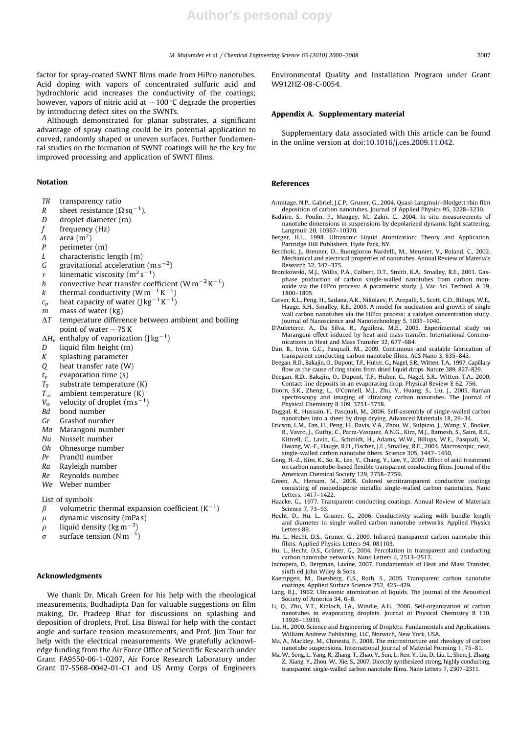factor for spray-coated SWNT films made from HiPco nanotubes. Acid doping with vapors of concentrated sulfuric acid and hydrochloric acid increases the conductivity of the coatings; however, vapors of nitric acid at ~100 °C degrade the properties by introducing defect sites on the SWNTs.

Although demonstrated for planar substrates, a significant advantage of spray coating could be its potential application to curved, randomly shaped or uneven surfaces. Further fundamental studies on the formation of SWNT coatings will be the key for improved processing and application of SWNT films.

## Notation

- $TR$ transparency ratio
- $R$ sheet resistance ($\Omega\,\mathrm{sq}^{-1}$).
- $D$ droplet diameter (m)
- $f$ frequency (Hz)
- $A$ area ($\mathrm{m}^2$)
- $P$ perimeter (m)
- $L$ characteristic length (m)
- $G$ gravitational acceleration ($\mathrm{m\,s}^{-2}$)
- $v$ kinematic viscosity ($\mathrm{m}^2\,\mathrm{s}^{-1}$)
- $h$ convective heat transfer coefficient ($\mathrm{W\,m}^{-2}\,\mathrm{K}^{-1}$)
- $k$ thermal conductivity ($\mathrm{W\,m}^{-1}\,\mathrm{K}^{-1}$)
- $c_p$ heat capacity of water ($\mathrm{J\,kg}^{-1}\,\mathrm{K}^{-1}$)
- $m$ mass of water (kg)
- $\Delta T$ temperature difference between ambient and boiling point of water ~75 K
- $\Delta H_v$ enthalpy of vaporization ($\mathrm{J\,kg}^{-1}$)
- $D$ liquid film height (m)
- $K$ splashing parameter
- $Q$ heat transfer rate (W)
- $t_v$ evaporation time (s)
- $T_S$ substrate temperature (K)
- $T_\infty$ ambient temperature (K)
- $V_0$ velocity of droplet ($\mathrm{m\,s}^{-1}$)
- $Bd$ bond number
- $Gr$ Grashof number
- $Ma$ Marangoni number
- $Nu$ Nusselt number
- $Oh$ Ohnesorge number
- $Pr$ Prandtl number
- $Ra$ Rayleigh number
- $Re$ Reynolds number
- $We$ Weber number

List of symbols

- $\beta$ volumetric thermal expansion coefficient ($\mathrm{K}^{-1}$)
- $\mu$ dynamic viscosity (mPa s)
- $\rho$ liquid density ($\mathrm{kg\,m}^{-3}$)
- $\sigma$ surface tension ($\mathrm{N\,m}^{-1}$)

## Acknowledgments

We thank Dr. Micah Green for his help with the rheological measurements, Budhadipta Dan for valuable suggestions on film making, Dr. Pradeep Bhat for discussions on splashing and deposition of droplets, Prof. Lisa Biswal for help with the contact angle and surface tension measurements, and Prof. Jim Tour for help with the electrical measurements. We gratefully acknowledge funding from the Air Force Office of Scientific Research under Grant FA9550-06-1-0207, Air Force Research Laboratory under Grant 07-S568-0042-01-C1 and US Army Corps of Engineers Environmental Quality and Installation Program under Grant W912HZ-08-C-0054.

## Appendix A. Supplementary material

Supplementary data associated with this article can be found in the online version at doi:10.1016/j.ces.2009.11.042.

## References

Armitage, N.P., Gabriel, J.C.P., Gruner, G., 2004. Quasi-Langmuir–Blodgett thin film deposition of carbon nanotubes. Journal of Applied Physics 95, 3228–3230.

Badaire, S., Poulin, P., Maugey, M., Zakri, C., 2004. In situ measurements of nanotube dimensions in suspensions by depolarized dynamic light scattering. Langmuir 20, 10367–10370.

Berger, H.L., 1998. Ultrasonic Liquid Atomization: Theory and Application. Partridge Hill Publishers, Hyde Park, NY.

Bernholc, J., Brenner, D., Buongiorno Nardelli, M., Meunier, V., Roland, C., 2002. Mechanical and electrical properties of nanotubes. Annual Review of Materials Research 32, 347–375.

Bronikowski, M.J., Willis, P.A., Colbert, D.T., Smith, K.A., Smalley, R.E., 2001. Gas-phase production of carbon single-walled nanotubes from carbon monoxide via the HiPco process: A parametric study, J. Vac. Sci. Technol. A 19, 1800–1805.

Carver, R.L., Peng, H., Sadana, A.K., Nikolaev, P., Arepalli, S., Scott, C.D., Billups, W.E., Hauge, R.H., Smalley, R.E., 2005. A model for nucleation and growth of single wall carbon nanotubes via the HiPco process: a catalyst concentration study. Journal of Nanoscience and Nanotechnology 5, 1035–1040.

D'Aubeterre, A., Da Silva, R., Aguilera, M.E., 2005. Experimental study on Marangoni effect induced by heat and mass transfer. International Communications in Heat and Mass Transfer 32, 677–684.

Dan, B., Irvin, G.C., Pasquali, M., 2009. Continuous and scalable fabrication of transparent conducting carbon nanotube films. ACS Nano 3, 835–843.

Deegan, R.D., Bakajin, O., Dupont, T.F., Huber, G., Nagel, S.R., Witten, T.A., 1997. Capillary flow as the cause of ring stains from dried liquid drops. Nature 389, 827–829.

Deegan, R.D., Bakajin, O., Dupont, T.F., Huber, G., Nagel, S.R., Witten, T.A., 2000. Contact line deposits in an evaporating drop. Physical Review E 62, 756.

Doorn, S.K., Zheng, L., O'Connell, M.J., Zhu, Y., Huang, S., Liu, J., 2005. Raman spectroscopy and imaging of ultralong carbon nanotubes. The Journal of Physical Chemistry B 109, 3751–3758.

Duggal, R., Hussain, F., Pasquali, M., 2006. Self-assembly of single-walled carbon nanotubes into a sheet by drop drying. Advanced Materials 18, 29–34.

Ericson, L.M., Fan, H., Peng, H., Davis, V.A., Zhou, W., Sulpizio, J., Wang, Y., Booker, R., Vavro, J., Guthy, C., Parra-Vasquez, A.N.G., Kim, M.J., Ramesh, S., Saini, R.K., Kittrell, C., Lavin, G., Schmidt, H., Adams, W.W., Billups, W.E., Pasquali, M., Hwang, W.-F., Hauge, R.H., Fischer, J.E., Smalley, R.E., 2004. Macroscopic, neat, single-walled carbon nanotube fibers. Science 305, 1447–1450.

Geng, H.-Z., Kim, K., So, K., Lee, Y., Chang, Y., Lee, Y., 2007. Effect of acid treatment on carbon nanotube-based flexible transparent conducting films. Journal of the American Chemical Society 129, 7758–7759.

Green, A., Hersam, M., 2008. Colored semitransparent conductive coatings consisting of monodisperse metallic single-walled carbon nanotubes. Nano Letters, 1417–1422.

Haacke, G., 1977. Transparent conducting coatings. Annual Review of Materials Science 7, 73–93.

Hecht, D., Hu, L., Gruner, G., 2006. Conductivity scaling with bundle length and diameter in single walled carbon nanotube networks. Applied Physics Letters 89.

Hu, L., Hecht, D.S., Gruner, G., 2009. Infrared transparent carbon nanotube thin films. Applied Physics Letters 94, 081103.

Hu, L., Hecht, D.S., Grüner, G., 2004. Percolation in transparent and conducting carbon nanotube networks. Nano Letters 4, 2513–2517.

Incropera, D., Bergman, Lavine, 2007. Fundamentals of Heat and Mass Transfer, sixth ed John Wiley & Sons.

Kaempgen, M., Duesberg, G.S., Roth, S., 2005. Transparent carbon nanotube coatings. Applied Surface Science 252, 425–429.

Lang, R.J., 1962. Ultrasonic atomization of liquids. The Journal of the Acoustical Society of America 34, 6–8.

Li, Q., Zhu, Y.T., Kinloch, I.A., Windle, A.H., 2006. Self-organization of carbon nanotubes in evaporating droplets. Journal of Physical Chemistry B 110, 13926–13930.

Liu, H., 2000. Science and Engineering of Droplets: Fundamentals and Applications. William Andrew Publishing, LLC, Norwich, New York, USA.

Ma, A., Mackley, M., Chinesta, F., 2008. The microstructure and rheology of carbon nanotube suspensions. International Journal of Material Forming 1, 75–81.

Ma, W., Song, L., Yang, R., Zhang, T., Zhao, Y., Sun, L., Ren, Y., Liu, D., Liu, L., Shen, J., Zhang, Z., Xiang, Y., Zhou, W., Xie, S., 2007. Directly synthesized strong, highly conducting, transparent single-walled carbon nanotube films. Nano Letters 7, 2307–2311.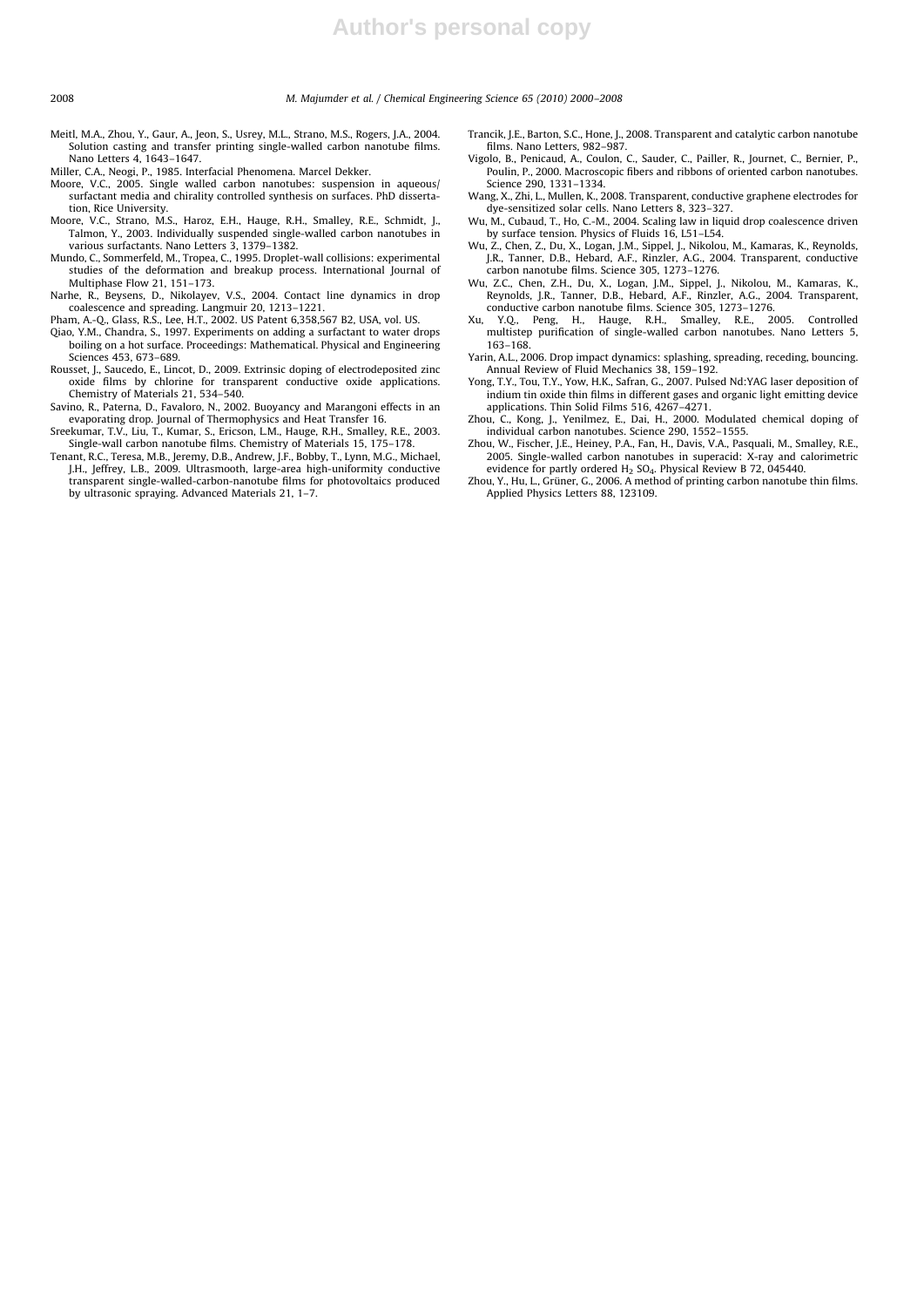Meitl, M.A., Zhou, Y., Gaur, A., Jeon, S., Usrey, M.L., Strano, M.S., Rogers, J.A., 2004. Solution casting and transfer printing single-walled carbon nanotube films. Nano Letters 4, 1643–1647.

Miller, C.A., Neogi, P., 1985. Interfacial Phenomena. Marcel Dekker.

Moore, V.C., 2005. Single walled carbon nanotubes: suspension in aqueous/surfactant media and chirality controlled synthesis on surfaces. PhD dissertation, Rice University.

Moore, V.C., Strano, M.S., Haroz, E.H., Hauge, R.H., Smalley, R.E., Schmidt, J., Talmon, Y., 2003. Individually suspended single-walled carbon nanotubes in various surfactants. Nano Letters 3, 1379–1382.

Mundo, C., Sommerfeld, M., Tropea, C., 1995. Droplet-wall collisions: experimental studies of the deformation and breakup process. International Journal of Multiphase Flow 21, 151–173.

Narhe, R., Beysens, D., Nikolayev, V.S., 2004. Contact line dynamics in drop coalescence and spreading. Langmuir 20, 1213–1221.

Pham, A.-Q., Glass, R.S., Lee, H.T., 2002. US Patent 6,358,567 B2, USA, vol. US.

Qiao, Y.M., Chandra, S., 1997. Experiments on adding a surfactant to water drops boiling on a hot surface. Proceedings: Mathematical. Physical and Engineering Sciences 453, 673–689.

Rousset, J., Saucedo, E., Lincot, D., 2009. Extrinsic doping of electrodeposited zinc oxide films by chlorine for transparent conductive oxide applications. Chemistry of Materials 21, 534–540.

Savino, R., Paterna, D., Favaloro, N., 2002. Buoyancy and Marangoni effects in an evaporating drop. Journal of Thermophysics and Heat Transfer 16.

Sreekumar, T.V., Liu, T., Kumar, S., Ericson, L.M., Hauge, R.H., Smalley, R.E., 2003. Single-wall carbon nanotube films. Chemistry of Materials 15, 175–178.

Tenant, R.C., Teresa, M.B., Jeremy, D.B., Andrew, J.F., Bobby, T., Lynn, M.G., Michael, J.H., Jeffrey, L.B., 2009. Ultrasmooth, large-area high-uniformity conductive transparent single-walled-carbon-nanotube films for photovoltaics produced by ultrasonic spraying. Advanced Materials 21, 1–7.

Trancik, J.E., Barton, S.C., Hone, J., 2008. Transparent and catalytic carbon nanotube films. Nano Letters, 982–987.

Vigolo, B., Penicaud, A., Coulon, C., Sauder, C., Pailler, R., Journet, C., Bernier, P., Poulin, P., 2000. Macroscopic fibers and ribbons of oriented carbon nanotubes. Science 290, 1331–1334.

Wang, X., Zhi, L., Mullen, K., 2008. Transparent, conductive graphene electrodes for dye-sensitized solar cells. Nano Letters 8, 323–327.

Wu, M., Cubaud, T., Ho, C.-M., 2004. Scaling law in liquid drop coalescence driven by surface tension. Physics of Fluids 16, L51–L54.

Wu, Z., Chen, Z., Du, X., Logan, J.M., Sippel, J., Nikolou, M., Kamaras, K., Reynolds, J.R., Tanner, D.B., Hebard, A.F., Rinzler, A.G., 2004. Transparent, conductive carbon nanotube films. Science 305, 1273–1276.

Wu, Z.C., Chen, Z.H., Du, X., Logan, J.M., Sippel, J., Nikolou, M., Kamaras, K., Reynolds, J.R., Tanner, D.B., Hebard, A.F., Rinzler, A.G., 2004. Transparent, conductive carbon nanotube films. Science 305, 1273–1276.

Xu, Y.Q., Peng, H., Hauge, R.H., Smalley, R.E., 2005. Controlled multistep purification of single-walled carbon nanotubes. Nano Letters 5, 163–168.

Yarin, A.L., 2006. Drop impact dynamics: splashing, spreading, receding, bouncing. Annual Review of Fluid Mechanics 38, 159–192.

Yong, T.Y., Tou, T.Y., Yow, H.K., Safran, G., 2007. Pulsed Nd:YAG laser deposition of indium tin oxide thin films in different gases and organic light emitting device applications. Thin Solid Films 516, 4267–4271.

Zhou, C., Kong, J., Yenilmez, E., Dai, H., 2000. Modulated chemical doping of individual carbon nanotubes. Science 290, 1552–1555.

Zhou, W., Fischer, J.E., Heiney, P.A., Fan, H., Davis, V.A., Pasquali, M., Smalley, R.E., 2005. Single-walled carbon nanotubes in superacid: X-ray and calorimetric evidence for partly ordered $H_2SO_4$. Physical Review B 72, 045440.

Zhou, Y., Hu, L., Grüner, G., 2006. A method of printing carbon nanotube thin films. Applied Physics Letters 88, 123109.